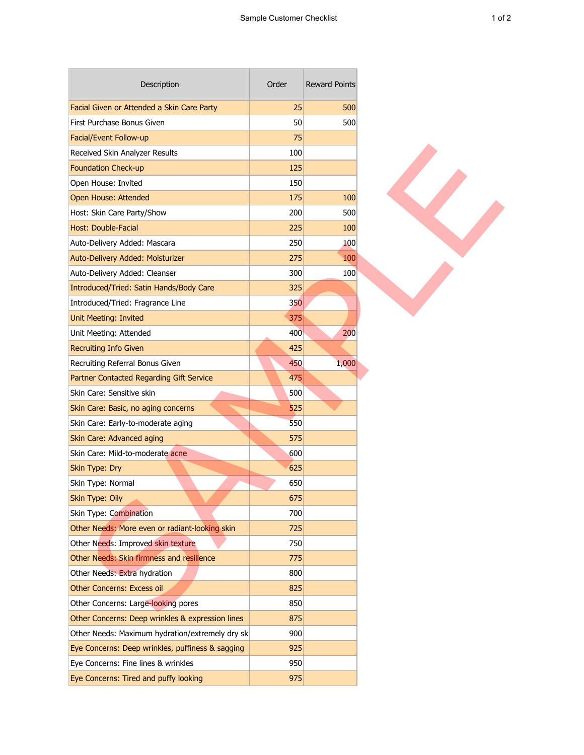| Description | Order | Reward Points |
|---|---|---|
| Facial Given or Attended a Skin Care Party | 25 | 500 |
| First Purchase Bonus Given | 50 | 500 |
| Facial/Event Follow-up | 75 | |
| Received Skin Analyzer Results | 100 | |
| Foundation Check-up | 125 | |
| Open House: Invited | 150 | |
| Open House: Attended | 175 | 100 |
| Host: Skin Care Party/Show | 200 | 500 |
| Host: Double-Facial | 225 | 100 |
| Auto-Delivery Added: Mascara | 250 | 100 |
| Auto-Delivery Added: Moisturizer | 275 | 100 |
| Auto-Delivery Added: Cleanser | 300 | 100 |
| Introduced/Tried: Satin Hands/Body Care | 325 | |
| Introduced/Tried: Fragrance Line | 350 | |
| Unit Meeting: Invited | 375 | |
| Unit Meeting: Attended | 400 | 200 |
| Recruiting Info Given | 425 | |
| Recruiting Referral Bonus Given | 450 | 1,000 |
| Partner Contacted Regarding Gift Service | 475 | |
| Skin Care: Sensitive skin | 500 | |
| Skin Care: Basic, no aging concerns | 525 | |
| Skin Care: Early-to-moderate aging | 550 | |
| Skin Care: Advanced aging | 575 | |
| Skin Care: Mild-to-moderate acne | 600 | |
| Skin Type: Dry | 625 | |
| Skin Type: Normal | 650 | |
| Skin Type: Oily | 675 | |
| Skin Type: Combination | 700 | |
| Other Needs: More even or radiant-looking skin | 725 | |
| Other Needs: Improved skin texture | 750 | |
| Other Needs: Skin firmness and resilience | 775 | |
| Other Needs: Extra hydration | 800 | |
| Other Concerns: Excess oil | 825 | |
| Other Concerns: Large-looking pores | 850 | |
| Other Concerns: Deep wrinkles & expression lines | 875 | |
| Other Needs: Maximum hydration/extremely dry sk | 900 | |
| Eye Concerns: Deep wrinkles, puffiness & sagging | 925 | |
| Eye Concerns: Fine lines & wrinkles | 950 | |
| Eye Concerns: Tired and puffy looking | 975 | |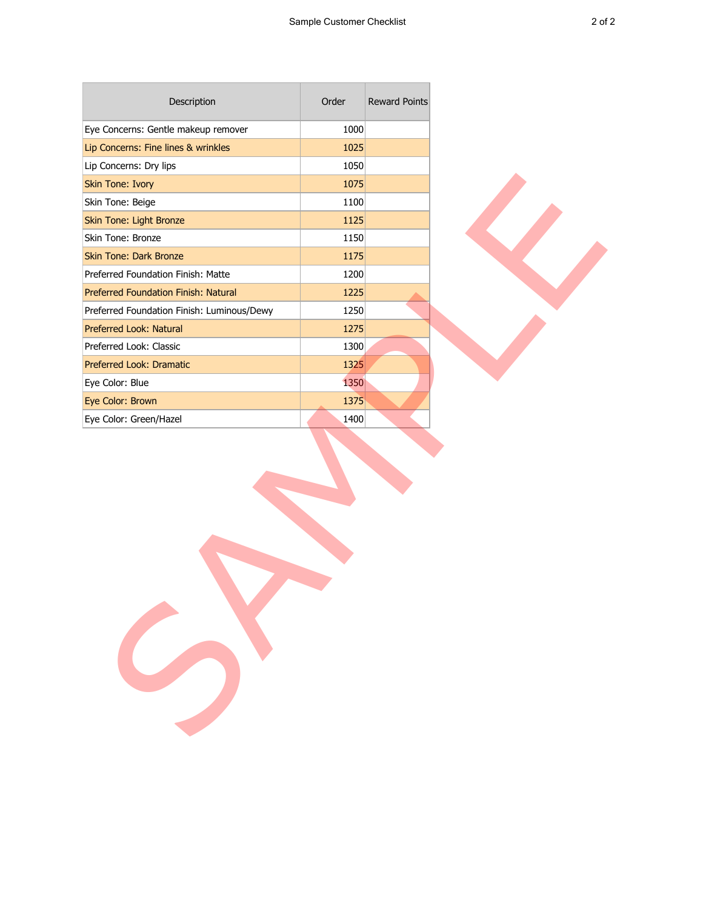| Description | Order | Reward Points |
|---|---|---|
| Eye Concerns: Gentle makeup remover | 1000 | |
| Lip Concerns: Fine lines & wrinkles | 1025 | |
| Lip Concerns: Dry lips | 1050 | |
| Skin Tone: Ivory | 1075 | |
| Skin Tone: Beige | 1100 | |
| Skin Tone: Light Bronze | 1125 | |
| Skin Tone: Bronze | 1150 | |
| Skin Tone: Dark Bronze | 1175 | |
| Preferred Foundation Finish: Matte | 1200 | |
| Preferred Foundation Finish: Natural | 1225 | |
| Preferred Foundation Finish: Luminous/Dewy | 1250 | |
| Preferred Look: Natural | 1275 | |
| Preferred Look: Classic | 1300 | |
| Preferred Look: Dramatic | 1325 | |
| Eye Color: Blue | 1350 | |
| Eye Color: Brown | 1375 | |
| Eye Color: Green/Hazel | 1400 | |

SAMPLE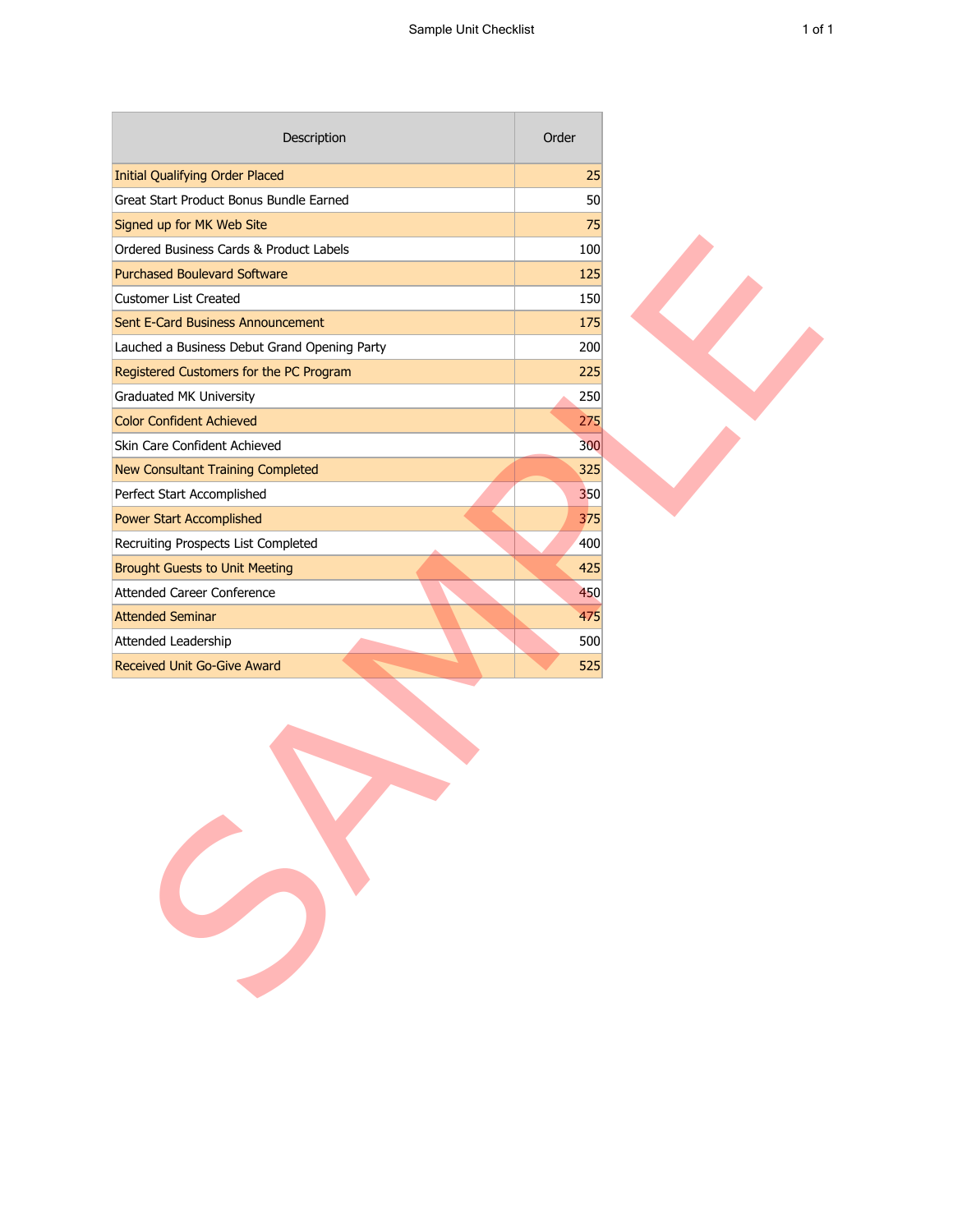| Description | Order |
|---|---|
| Initial Qualifying Order Placed | 25 |
| Great Start Product Bonus Bundle Earned | 50 |
| Signed up for MK Web Site | 75 |
| Ordered Business Cards & Product Labels | 100 |
| Purchased Boulevard Software | 125 |
| Customer List Created | 150 |
| Sent E-Card Business Announcement | 175 |
| Lauched a Business Debut Grand Opening Party | 200 |
| Registered Customers for the PC Program | 225 |
| Graduated MK University | 250 |
| Color Confident Achieved | 275 |
| Skin Care Confident Achieved | 300 |
| New Consultant Training Completed | 325 |
| Perfect Start Accomplished | 350 |
| Power Start Accomplished | 375 |
| Recruiting Prospects List Completed | 400 |
| Brought Guests to Unit Meeting | 425 |
| Attended Career Conference | 450 |
| Attended Seminar | 475 |
| Attended Leadership | 500 |
| Received Unit Go-Give Award | 525 |

SAMPLE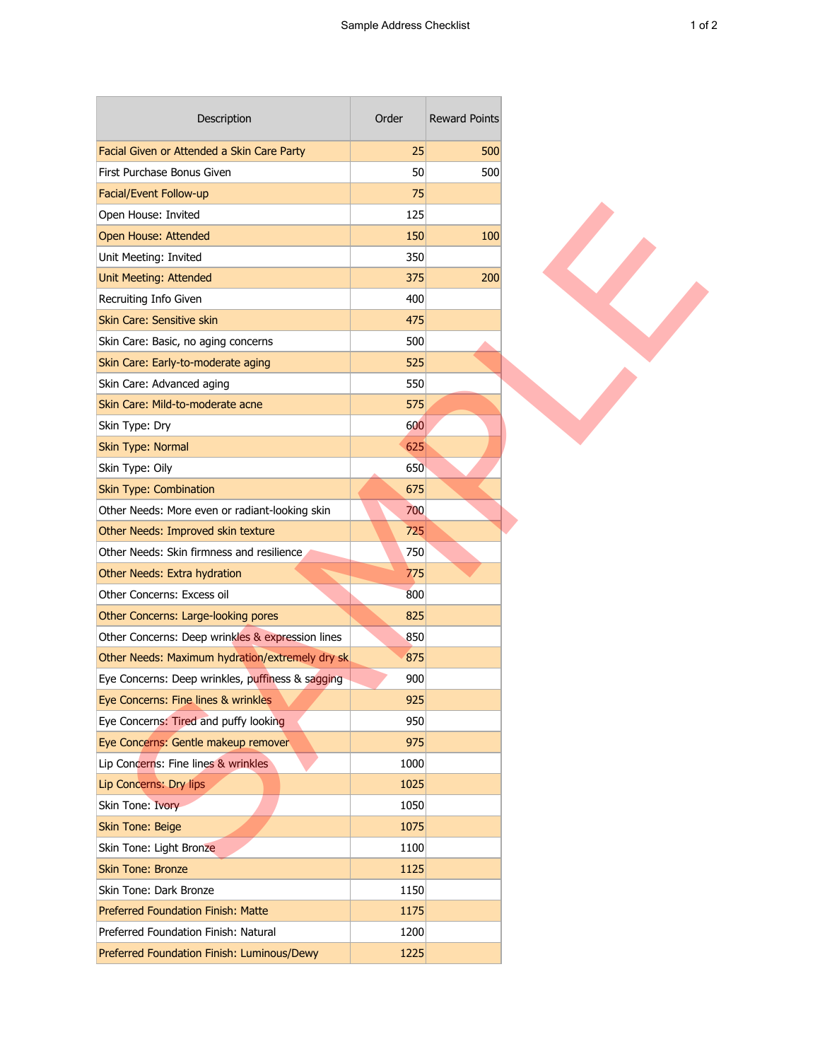| Description | Order | Reward Points |
|---|---|---|
| Facial Given or Attended a Skin Care Party | 25 | 500 |
| First Purchase Bonus Given | 50 | 500 |
| Facial/Event Follow-up | 75 | |
| Open House: Invited | 125 | |
| Open House: Attended | 150 | 100 |
| Unit Meeting: Invited | 350 | |
| Unit Meeting: Attended | 375 | 200 |
| Recruiting Info Given | 400 | |
| Skin Care: Sensitive skin | 475 | |
| Skin Care: Basic, no aging concerns | 500 | |
| Skin Care: Early-to-moderate aging | 525 | |
| Skin Care: Advanced aging | 550 | |
| Skin Care: Mild-to-moderate acne | 575 | |
| Skin Type: Dry | 600 | |
| Skin Type: Normal | 625 | |
| Skin Type: Oily | 650 | |
| Skin Type: Combination | 675 | |
| Other Needs: More even or radiant-looking skin | 700 | |
| Other Needs: Improved skin texture | 725 | |
| Other Needs: Skin firmness and resilience | 750 | |
| Other Needs: Extra hydration | 775 | |
| Other Concerns: Excess oil | 800 | |
| Other Concerns: Large-looking pores | 825 | |
| Other Concerns: Deep wrinkles & expression lines | 850 | |
| Other Needs: Maximum hydration/extremely dry sk | 875 | |
| Eye Concerns: Deep wrinkles, puffiness & sagging | 900 | |
| Eye Concerns: Fine lines & wrinkles | 925 | |
| Eye Concerns: Tired and puffy looking | 950 | |
| Eye Concerns: Gentle makeup remover | 975 | |
| Lip Concerns: Fine lines & wrinkles | 1000 | |
| Lip Concerns: Dry lips | 1025 | |
| Skin Tone: Ivory | 1050 | |
| Skin Tone: Beige | 1075 | |
| Skin Tone: Light Bronze | 1100 | |
| Skin Tone: Bronze | 1125 | |
| Skin Tone: Dark Bronze | 1150 | |
| Preferred Foundation Finish: Matte | 1175 | |
| Preferred Foundation Finish: Natural | 1200 | |
| Preferred Foundation Finish: Luminous/Dewy | 1225 | |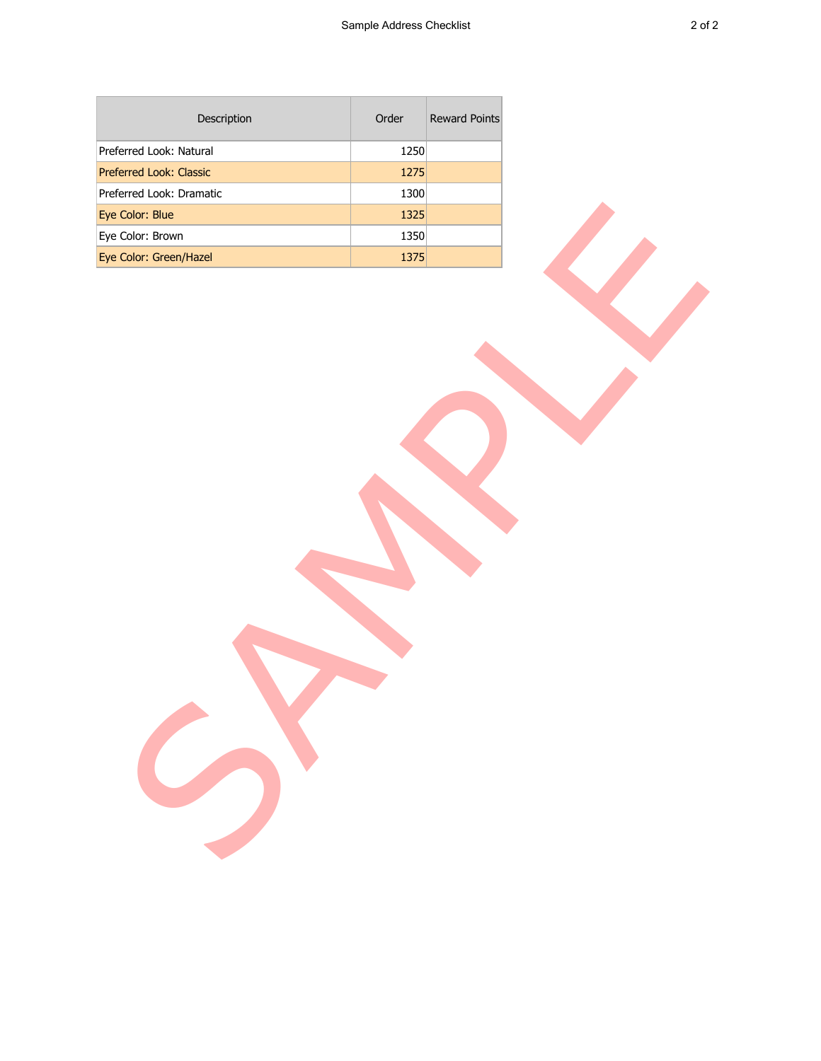| Description | Order | Reward Points |
| --- | --- | --- |
| Preferred Look: Natural | 1250 | |
| Preferred Look: Classic | 1275 | |
| Preferred Look: Dramatic | 1300 | |
| Eye Color: Blue | 1325 | |
| Eye Color: Brown | 1350 | |
| Eye Color: Green/Hazel | 1375 | |

SAMPLE